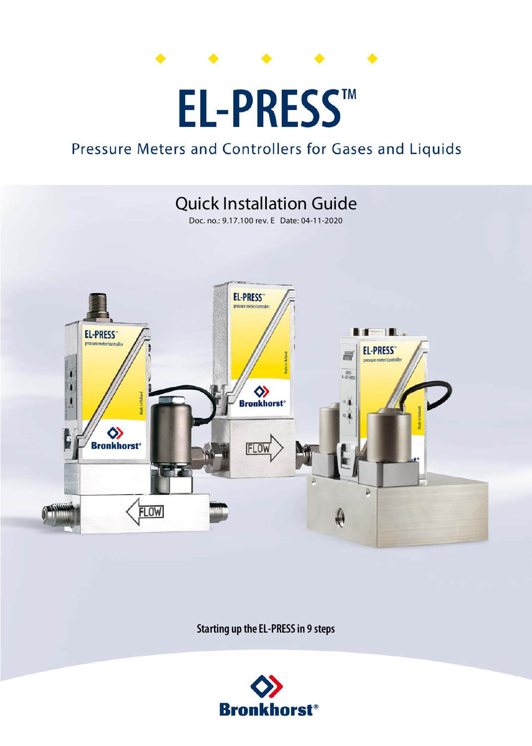# EL-PRESS™

## Pressure Meters and Controllers for Gases and Liquids

## Quick Installation Guide

Doc. no.: 9.17.100 rev. E Date: 04-11-2020

**Starting up the EL-PRESS in 9 steps**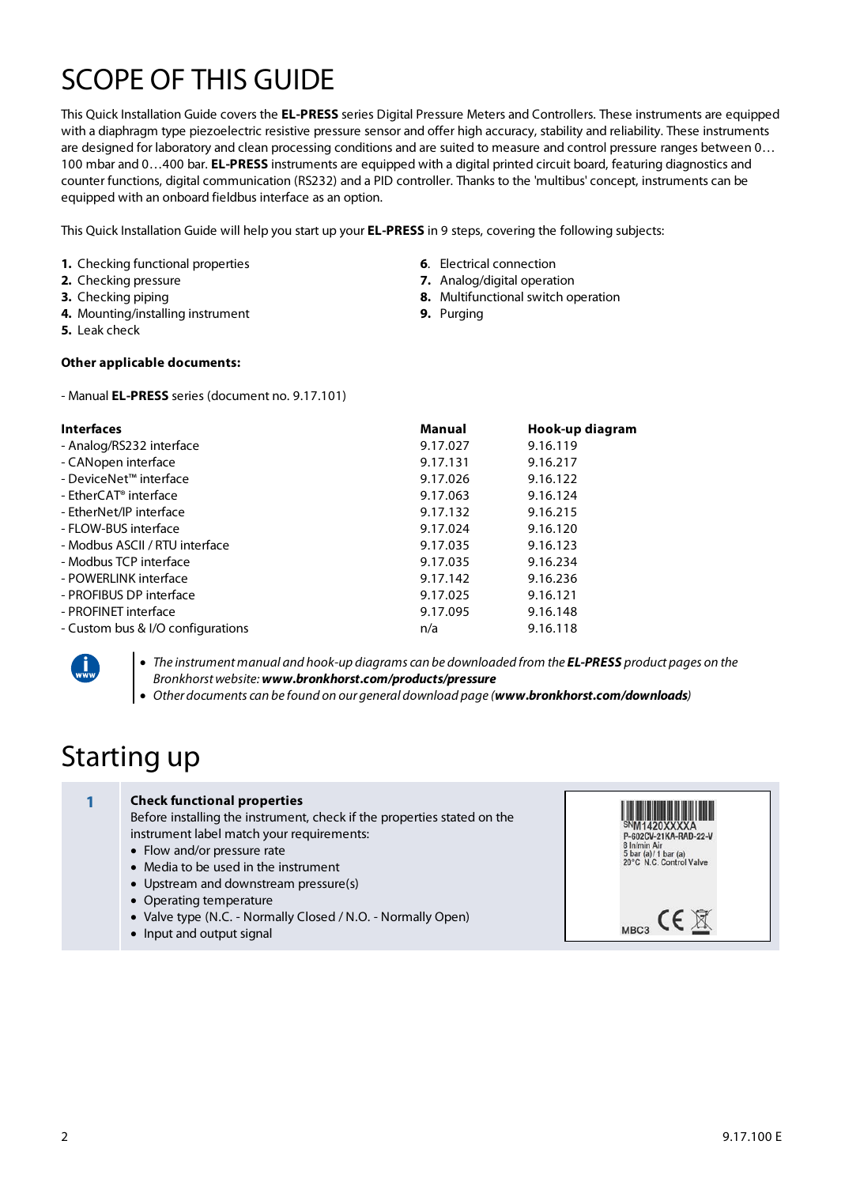# SCOPE OF THIS GUIDE

This Quick Installation Guide covers the **EL-PRESS** series Digital Pressure Meters and Controllers. These instruments are equipped with a diaphragm type piezoelectric resistive pressure sensor and offer high accuracy, stability and reliability. These instruments are designed for laboratory and clean processing conditions and are suited to measure and control pressure ranges between 0…100 mbar and 0…400 bar. **EL-PRESS** instruments are equipped with a digital printed circuit board, featuring diagnostics and counter functions, digital communication (RS232) and a PID controller. Thanks to the 'multibus' concept, instruments can be equipped with an onboard fieldbus interface as an option.

This Quick Installation Guide will help you start up your **EL-PRESS** in 9 steps, covering the following subjects:

1. Checking functional properties
2. Checking pressure
3. Checking piping
4. Mounting/installing instrument
5. Leak check
6. Electrical connection
7. Analog/digital operation
8. Multifunctional switch operation
9. Purging

**Other applicable documents:**

- Manual **EL-PRESS** series (document no. 9.17.101)

| **Interfaces** | **Manual** | **Hook-up diagram** |
|---|---|---|
| - Analog/RS232 interface | 9.17.027 | 9.16.119 |
| - CANopen interface | 9.17.131 | 9.16.217 |
| - DeviceNet™ interface | 9.17.026 | 9.16.122 |
| - EtherCAT® interface | 9.17.063 | 9.16.124 |
| - EtherNet/IP interface | 9.17.132 | 9.16.215 |
| - FLOW-BUS interface | 9.17.024 | 9.16.120 |
| - Modbus ASCII / RTU interface | 9.17.035 | 9.16.123 |
| - Modbus TCP interface | 9.17.035 | 9.16.234 |
| - POWERLINK interface | 9.17.142 | 9.16.236 |
| - PROFIBUS DP interface | 9.17.025 | 9.16.121 |
| - PROFINET interface | 9.17.095 | 9.16.148 |
| - Custom bus & I/O configurations | n/a | 9.16.118 |

- *The instrument manual and hook-up diagrams can be downloaded from the **EL-PRESS** product pages on the Bronkhorst website: **www.bronkhorst.com/products/pressure***
- *Other documents can be found on our general download page (**www.bronkhorst.com/downloads**)*

# Starting up

**1 Check functional properties**

Before installing the instrument, check if the properties stated on the instrument label match your requirements:

- Flow and/or pressure rate
- Media to be used in the instrument
- Upstream and downstream pressure(s)
- Operating temperature
- Valve type (N.C. - Normally Closed / N.O. - Normally Open)
- Input and output signal

SN M1420XXXXA
P-602CV-21KA-RAD-22-V
8 ln/min Air
5 bar (a) / 1 bar (a)
20°C N.C. Control Valve
MBC3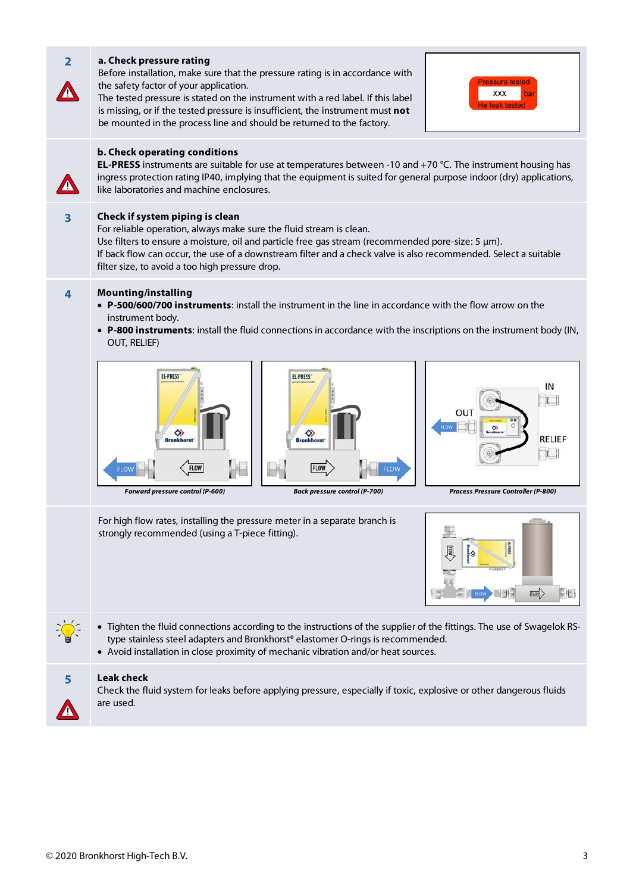**2**

**a. Check pressure rating**

Before installation, make sure that the pressure rating is in accordance with the safety factor of your application.
The tested pressure is stated on the instrument with a red label. If this label is missing, or if the tested pressure is insufficient, the instrument must **not** be mounted in the process line and should be returned to the factory.

**b. Check operating conditions**

**EL-PRESS** instruments are suitable for use at temperatures between -10 and +70 °C. The instrument housing has ingress protection rating IP40, implying that the equipment is suited for general purpose indoor (dry) applications, like laboratories and machine enclosures.

**3**

**Check if system piping is clean**

For reliable operation, always make sure the fluid stream is clean.
Use filters to ensure a moisture, oil and particle free gas stream (recommended pore-size: 5 µm).
If back flow can occur, the use of a downstream filter and a check valve is also recommended. Select a suitable filter size, to avoid a too high pressure drop.

**4**

**Mounting/installing**

- **P-500/600/700 instruments**: install the instrument in the line in accordance with the flow arrow on the instrument body.
- **P-800 instruments**: install the fluid connections in accordance with the inscriptions on the instrument body (IN, OUT, RELIEF)

*Forward pressure control (P-600)*

*Back pressure control (P-700)*

*Process Pressure Controller (P-800)*

For high flow rates, installing the pressure meter in a separate branch is strongly recommended (using a T-piece fitting).

- Tighten the fluid connections according to the instructions of the supplier of the fittings. The use of Swagelok RS-type stainless steel adapters and Bronkhorst® elastomer O-rings is recommended.
- Avoid installation in close proximity of mechanic vibration and/or heat sources.

**5**

**Leak check**

Check the fluid system for leaks before applying pressure, especially if toxic, explosive or other dangerous fluids are used.

© 2020 Bronkhorst High-Tech B.V.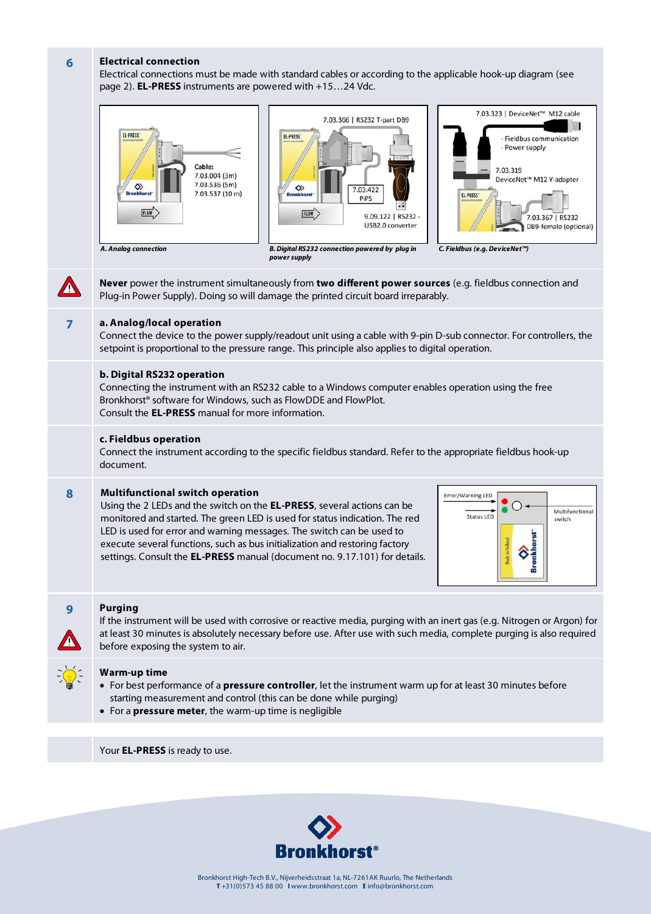## 6 Electrical connection

Electrical connections must be made with standard cables or according to the applicable hook-up diagram (see page 2). **EL-PRESS** instruments are powered with +15…24 Vdc.

Cable:
7.03.004 (3m)
7.03.536 (5m)
7.03.537 (10 m)

*A. Analog connection*

7.03.366 | RS232 T-part DB9
7.03.422 PiPS
9.09.122 | RS232 - USB2.0 converter

*B. Digital RS232 connection powered by plug in power supply*

7.03.323 | DeviceNet™ M12 cable
- Fieldbus communication
- Power supply

7.03.319 DeviceNet™ M12 Y-adapter
7.03.367 | RS232 DB9-female (optional)

*C. Fieldbus (e.g. DeviceNet™)*

**Never** power the instrument simultaneously from **two different power sources** (e.g. fieldbus connection and Plug-in Power Supply). Doing so will damage the printed circuit board irreparably.

## 7

### a. Analog/local operation

Connect the device to the power supply/readout unit using a cable with 9-pin D-sub connector. For controllers, the setpoint is proportional to the pressure range. This principle also applies to digital operation.

### b. Digital RS232 operation

Connecting the instrument with an RS232 cable to a Windows computer enables operation using the free Bronkhorst® software for Windows, such as FlowDDE and FlowPlot.
Consult the **EL-PRESS** manual for more information.

### c. Fieldbus operation

Connect the instrument according to the specific fieldbus standard. Refer to the appropriate fieldbus hook-up document.

## 8 Multifunctional switch operation

Using the 2 LEDs and the switch on the **EL-PRESS**, several actions can be monitored and started. The green LED is used for status indication. The red LED is used for error and warning messages. The switch can be used to execute several functions, such as bus initialization and restoring factory settings. Consult the **EL-PRESS** manual (document no. 9.17.101) for details.

Error/Warning LED
Status LED
Multifunctional switch

## 9 Purging

If the instrument will be used with corrosive or reactive media, purging with an inert gas (e.g. Nitrogen or Argon) for at least 30 minutes is absolutely necessary before use. After use with such media, complete purging is also required before exposing the system to air.

### Warm-up time

- For best performance of a **pressure controller**, let the instrument warm up for at least 30 minutes before starting measurement and control (this can be done while purging)
- For a **pressure meter**, the warm-up time is negligible

Your **EL-PRESS** is ready to use.

Bronkhorst High-Tech B.V., Nijverheidsstraat 1a, NL-7261AK Ruurlo, The Netherlands
**T** +31(0)573 45 88 00 **I** www.bronkhorst.com **E** info@bronkhorst.com